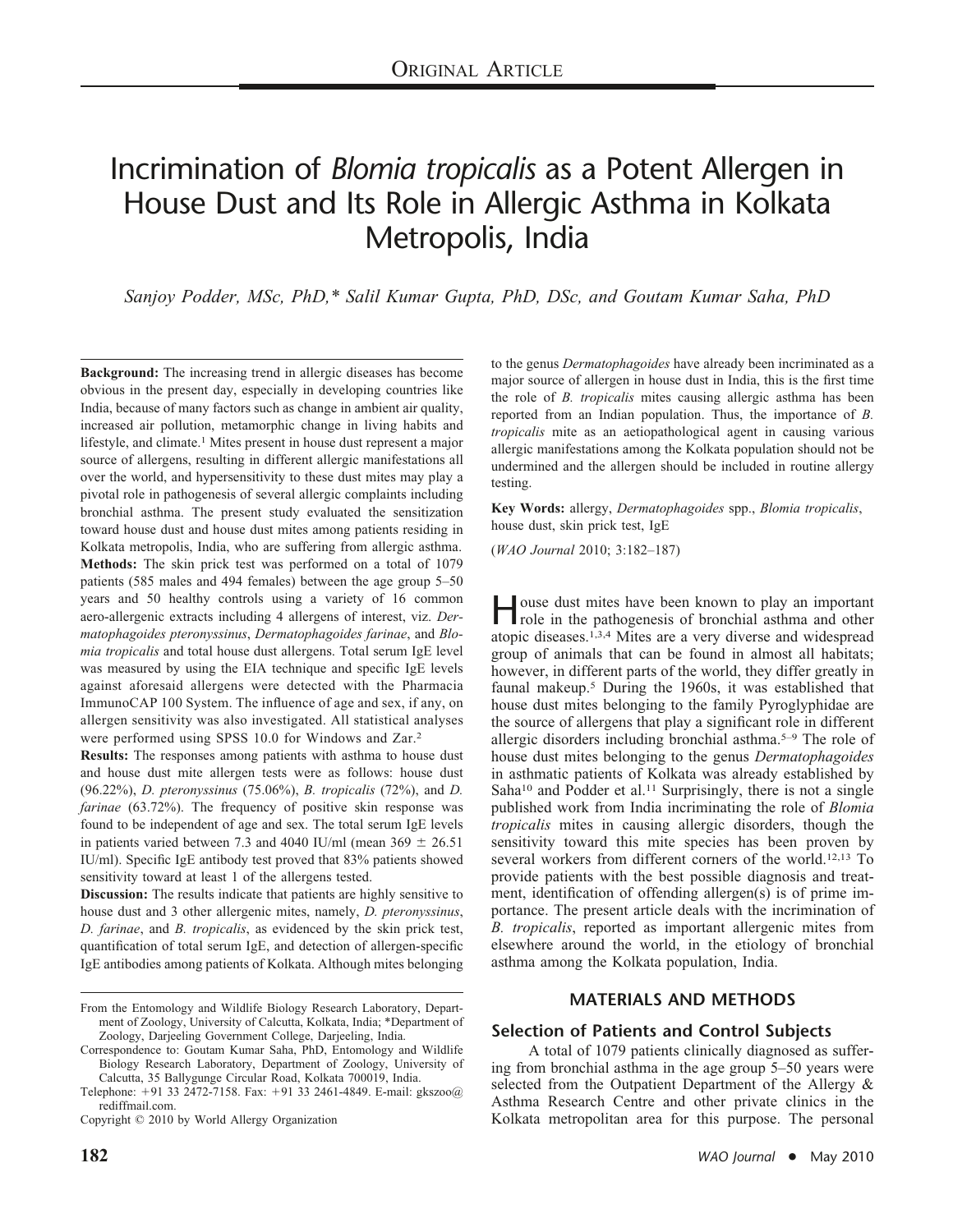ORIGINAL ARTICLE

# Incrimination of *Blomia tropicalis* as a Potent Allergen in House Dust and Its Role in Allergic Asthma in Kolkata Metropolis, India

*Sanjoy Podder, MSc, PhD,\* Salil Kumar Gupta, PhD, DSc, and Goutam Kumar Saha, PhD*

**Background:** The increasing trend in allergic diseases has become obvious in the present day, especially in developing countries like India, because of many factors such as change in ambient air quality, increased air pollution, metamorphic change in living habits and lifestyle, and climate.[1] Mites present in house dust represent a major source of allergens, resulting in different allergic manifestations all over the world, and hypersensitivity to these dust mites may play a pivotal role in pathogenesis of several allergic complaints including bronchial asthma. The present study evaluated the sensitization toward house dust and house dust mites among patients residing in Kolkata metropolis, India, who are suffering from allergic asthma.

**Methods:** The skin prick test was performed on a total of 1079 patients (585 males and 494 females) between the age group 5–50 years and 50 healthy controls using a variety of 16 common aero-allergenic extracts including 4 allergens of interest, viz. *Dermatophagoides pteronyssinus*, *Dermatophagoides farinae*, and *Blomia tropicalis* and total house dust allergens. Total serum IgE level was measured by using the EIA technique and specific IgE levels against aforesaid allergens were detected with the Pharmacia ImmunoCAP 100 System. The influence of age and sex, if any, on allergen sensitivity was also investigated. All statistical analyses were performed using SPSS 10.0 for Windows and Zar.[2]

**Results:** The responses among patients with asthma to house dust and house dust mite allergen tests were as follows: house dust (96.22%), *D. pteronyssinus* (75.06%), *B. tropicalis* (72%), and *D. farinae* (63.72%). The frequency of positive skin response was found to be independent of age and sex. The total serum IgE levels in patients varied between 7.3 and 4040 IU/ml (mean 369 ± 26.51 IU/ml). Specific IgE antibody test proved that 83% patients showed sensitivity toward at least 1 of the allergens tested.

**Discussion:** The results indicate that patients are highly sensitive to house dust and 3 other allergenic mites, namely, *D. pteronyssinus*, *D. farinae*, and *B. tropicalis*, as evidenced by the skin prick test, quantification of total serum IgE, and detection of allergen-specific IgE antibodies among patients of Kolkata. Although mites belonging to the genus *Dermatophagoides* have already been incriminated as a major source of allergen in house dust in India, this is the first time the role of *B. tropicalis* mites causing allergic asthma has been reported from an Indian population. Thus, the importance of *B. tropicalis* mite as an aetiopathological agent in causing various allergic manifestations among the Kolkata population should not be undermined and the allergen should be included in routine allergy testing.

**Key Words:** allergy, *Dermatophagoides* spp., *Blomia tropicalis*, house dust, skin prick test, IgE

(*WAO Journal* 2010; 3:182–187)

From the Entomology and Wildlife Biology Research Laboratory, Department of Zoology, University of Calcutta, Kolkata, India; \*Department of Zoology, Darjeeling Government College, Darjeeling, India.

Correspondence to: Goutam Kumar Saha, PhD, Entomology and Wildlife Biology Research Laboratory, Department of Zoology, University of Calcutta, 35 Ballygunge Circular Road, Kolkata 700019, India.

Telephone: +91 33 2472-7158. Fax: +91 33 2461-4849. E-mail: gkszoo@rediffmail.com.

Copyright © 2010 by World Allergy Organization

House dust mites have been known to play an important role in the pathogenesis of bronchial asthma and other atopic diseases.[1,3,4] Mites are a very diverse and widespread group of animals that can be found in almost all habitats; however, in different parts of the world, they differ greatly in faunal makeup.[5] During the 1960s, it was established that house dust mites belonging to the family Pyroglyphidae are the source of allergens that play a significant role in different allergic disorders including bronchial asthma.[5–9] The role of house dust mites belonging to the genus *Dermatophagoides* in asthmatic patients of Kolkata was already established by Saha[10] and Podder et al.[11] Surprisingly, there is not a single published work from India incriminating the role of *Blomia tropicalis* mites in causing allergic disorders, though the sensitivity toward this mite species has been proven by several workers from different corners of the world.[12,13] To provide patients with the best possible diagnosis and treatment, identification of offending allergen(s) is of prime importance. The present article deals with the incrimination of *B. tropicalis*, reported as important allergenic mites from elsewhere around the world, in the etiology of bronchial asthma among the Kolkata population, India.

## MATERIALS AND METHODS

### Selection of Patients and Control Subjects

A total of 1079 patients clinically diagnosed as suffering from bronchial asthma in the age group 5–50 years were selected from the Outpatient Department of the Allergy & Asthma Research Centre and other private clinics in the Kolkata metropolitan area for this purpose. The personal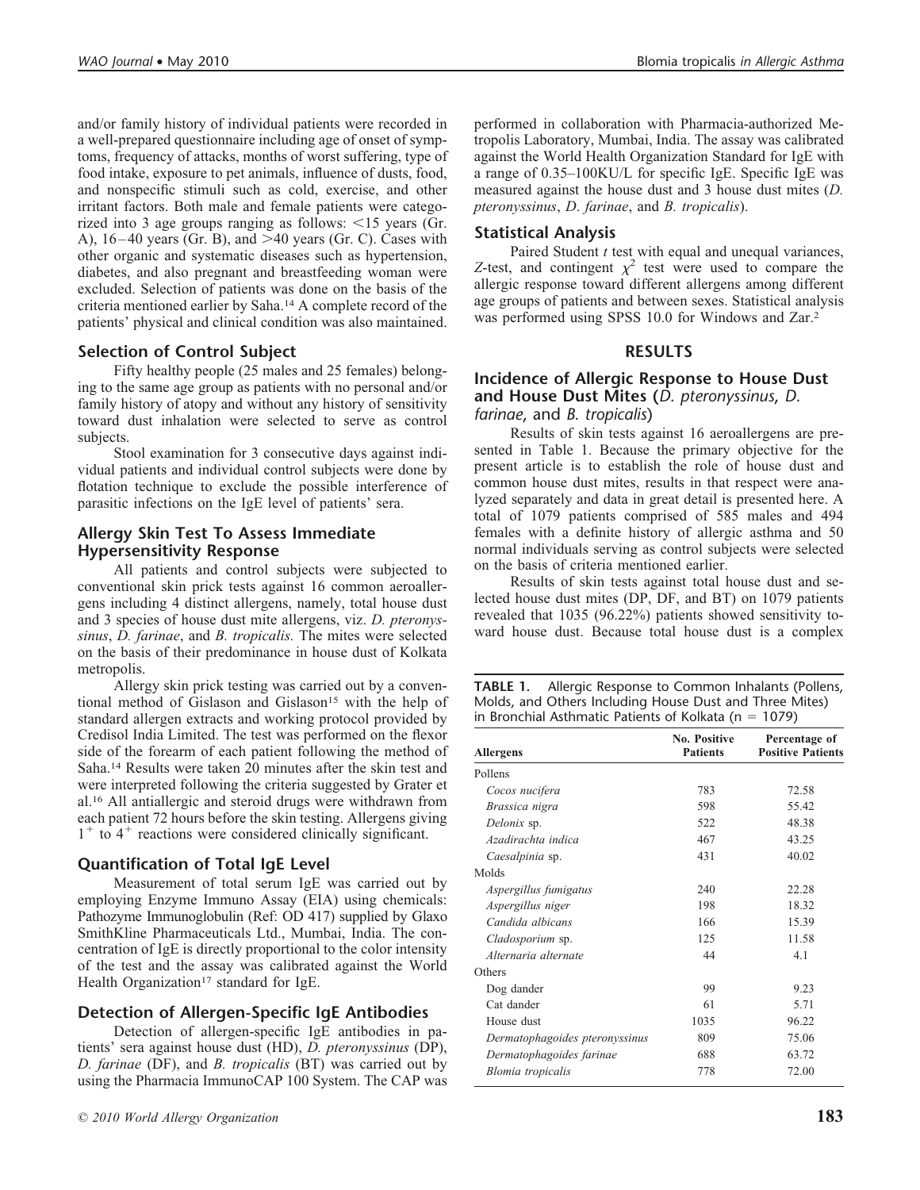and/or family history of individual patients were recorded in a well-prepared questionnaire including age of onset of symptoms, frequency of attacks, months of worst suffering, type of food intake, exposure to pet animals, influence of dusts, food, and nonspecific stimuli such as cold, exercise, and other irritant factors. Both male and female patients were categorized into 3 age groups ranging as follows: <15 years (Gr. A), 16–40 years (Gr. B), and >40 years (Gr. C). Cases with other organic and systematic diseases such as hypertension, diabetes, and also pregnant and breastfeeding woman were excluded. Selection of patients was done on the basis of the criteria mentioned earlier by Saha.[14] A complete record of the patients' physical and clinical condition was also maintained.

### Selection of Control Subject

Fifty healthy people (25 males and 25 females) belonging to the same age group as patients with no personal and/or family history of atopy and without any history of sensitivity toward dust inhalation were selected to serve as control subjects.

Stool examination for 3 consecutive days against individual patients and individual control subjects were done by flotation technique to exclude the possible interference of parasitic infections on the IgE level of patients' sera.

### Allergy Skin Test To Assess Immediate Hypersensitivity Response

All patients and control subjects were subjected to conventional skin prick tests against 16 common aeroallergens including 4 distinct allergens, namely, total house dust and 3 species of house dust mite allergens, viz. *D. pteronyssinus*, *D. farinae*, and *B. tropicalis.* The mites were selected on the basis of their predominance in house dust of Kolkata metropolis.

Allergy skin prick testing was carried out by a conventional method of Gislason and Gislason[15] with the help of standard allergen extracts and working protocol provided by Credisol India Limited. The test was performed on the flexor side of the forearm of each patient following the method of Saha.[14] Results were taken 20 minutes after the skin test and were interpreted following the criteria suggested by Grater et al.[16] All antiallergic and steroid drugs were withdrawn from each patient 72 hours before the skin testing. Allergens giving $1^+$ to $4^+$ reactions were considered clinically significant.

### Quantification of Total IgE Level

Measurement of total serum IgE was carried out by employing Enzyme Immuno Assay (EIA) using chemicals: Pathozyme Immunoglobulin (Ref: OD 417) supplied by Glaxo SmithKline Pharmaceuticals Ltd., Mumbai, India. The concentration of IgE is directly proportional to the color intensity of the test and the assay was calibrated against the World Health Organization[17] standard for IgE.

### Detection of Allergen-Specific IgE Antibodies

Detection of allergen-specific IgE antibodies in patients' sera against house dust (HD), *D. pteronyssinus* (DP), *D. farinae* (DF), and *B. tropicalis* (BT) was carried out by using the Pharmacia ImmunoCAP 100 System. The CAP was performed in collaboration with Pharmacia-authorized Metropolis Laboratory, Mumbai, India. The assay was calibrated against the World Health Organization Standard for IgE with a range of 0.35–100KU/L for specific IgE. Specific IgE was measured against the house dust and 3 house dust mites (*D. pteronyssinus*, *D. farinae*, and *B. tropicalis*).

### Statistical Analysis

Paired Student *t* test with equal and unequal variances, *Z*-test, and contingent $\chi^2$ test were used to compare the allergic response toward different allergens among different age groups of patients and between sexes. Statistical analysis was performed using SPSS 10.0 for Windows and Zar.[2]

## RESULTS

### Incidence of Allergic Response to House Dust and House Dust Mites (*D. pteronyssinus*, *D. farinae*, and *B. tropicalis*)

Results of skin tests against 16 aeroallergens are presented in Table 1. Because the primary objective for the present article is to establish the role of house dust and common house dust mites, results in that respect were analyzed separately and data in great detail is presented here. A total of 1079 patients comprised of 585 males and 494 females with a definite history of allergic asthma and 50 normal individuals serving as control subjects were selected on the basis of criteria mentioned earlier.

Results of skin tests against total house dust and selected house dust mites (DP, DF, and BT) on 1079 patients revealed that 1035 (96.22%) patients showed sensitivity toward house dust. Because total house dust is a complex

**TABLE 1.** Allergic Response to Common Inhalants (Pollens, Molds, and Others Including House Dust and Three Mites) in Bronchial Asthmatic Patients of Kolkata (n = 1079)

| Allergens | No. Positive Patients | Percentage of Positive Patients |
|---|---|---|
| Pollens | | |
| *Cocos nucifera* | 783 | 72.58 |
| *Brassica nigra* | 598 | 55.42 |
| *Delonix* sp. | 522 | 48.38 |
| *Azadirachta indica* | 467 | 43.25 |
| *Caesalpinia* sp. | 431 | 40.02 |
| Molds | | |
| *Aspergillus fumigatus* | 240 | 22.28 |
| *Aspergillus niger* | 198 | 18.32 |
| *Candida albicans* | 166 | 15.39 |
| *Cladosporium* sp. | 125 | 11.58 |
| *Alternaria alternate* | 44 | 4.1 |
| Others | | |
| Dog dander | 99 | 9.23 |
| Cat dander | 61 | 5.71 |
| House dust | 1035 | 96.22 |
| *Dermatophagoides pteronyssinus* | 809 | 75.06 |
| *Dermatophagoides farinae* | 688 | 63.72 |
| *Blomia tropicalis* | 778 | 72.00 |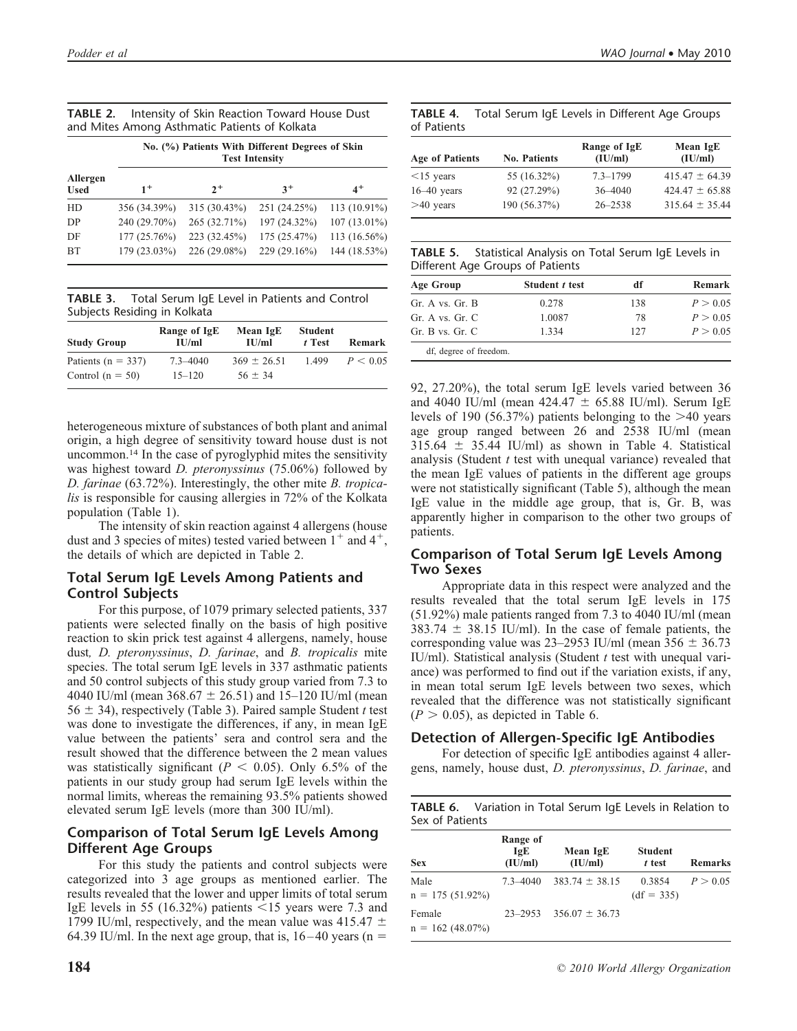**TABLE 2.** Intensity of Skin Reaction Toward House Dust and Mites Among Asthmatic Patients of Kolkata

| Allergen Used | No. (%) Patients With Different Degrees of Skin Test Intensity | | | |
|---|---|---|---|---|
| | $1^+$ | $2^+$ | $3^+$ | $4^+$ |
| HD | 356 (34.39%) | 315 (30.43%) | 251 (24.25%) | 113 (10.91%) |
| DP | 240 (29.70%) | 265 (32.71%) | 197 (24.32%) | 107 (13.01%) |
| DF | 177 (25.76%) | 223 (32.45%) | 175 (25.47%) | 113 (16.56%) |
| BT | 179 (23.03%) | 226 (29.08%) | 229 (29.16%) | 144 (18.53%) |

**TABLE 3.** Total Serum IgE Level in Patients and Control Subjects Residing in Kolkata

| Study Group | Range of IgE IU/ml | Mean IgE IU/ml | Student *t* Test | Remark |
|---|---|---|---|---|
| Patients (n = 337) | 7.3–4040 | 369 ± 26.51 | 1.499 | $P < 0.05$ |
| Control (n = 50) | 15–120 | 56 ± 34 | | |

heterogeneous mixture of substances of both plant and animal origin, a high degree of sensitivity toward house dust is not uncommon.[14] In the case of pyroglyphid mites the sensitivity was highest toward *D. pteronyssinus* (75.06%) followed by *D. farinae* (63.72%). Interestingly, the other mite *B. tropicalis* is responsible for causing allergies in 72% of the Kolkata population (Table 1).

The intensity of skin reaction against 4 allergens (house dust and 3 species of mites) tested varied between $1^+$ and $4^+$, the details of which are depicted in Table 2.

## Total Serum IgE Levels Among Patients and Control Subjects

For this purpose, of 1079 primary selected patients, 337 patients were selected finally on the basis of high positive reaction to skin prick test against 4 allergens, namely, house dust, *D. pteronyssinus*, *D. farinae*, and *B. tropicalis* mite species. The total serum IgE levels in 337 asthmatic patients and 50 control subjects of this study group varied from 7.3 to 4040 IU/ml (mean 368.67 ± 26.51) and 15–120 IU/ml (mean 56 ± 34), respectively (Table 3). Paired sample Student *t* test was done to investigate the differences, if any, in mean IgE value between the patients' sera and control sera and the result showed that the difference between the 2 mean values was statistically significant ($P < 0.05$). Only 6.5% of the patients in our study group had serum IgE levels within the normal limits, whereas the remaining 93.5% patients showed elevated serum IgE levels (more than 300 IU/ml).

## Comparison of Total Serum IgE Levels Among Different Age Groups

For this study the patients and control subjects were categorized into 3 age groups as mentioned earlier. The results revealed that the lower and upper limits of total serum IgE levels in 55 (16.32%) patients <15 years were 7.3 and 1799 IU/ml, respectively, and the mean value was 415.47 ± 64.39 IU/ml. In the next age group, that is, 16–40 years (n = 92, 27.20%), the total serum IgE levels varied between 36 and 4040 IU/ml (mean 424.47 ± 65.88 IU/ml). Serum IgE levels of 190 (56.37%) patients belonging to the >40 years age group ranged between 26 and 2538 IU/ml (mean 315.64 ± 35.44 IU/ml) as shown in Table 4. Statistical analysis (Student *t* test with unequal variance) revealed that the mean IgE values of patients in the different age groups were not statistically significant (Table 5), although the mean IgE value in the middle age group, that is, Gr. B, was apparently higher in comparison to the other two groups of patients.

**TABLE 4.** Total Serum IgE Levels in Different Age Groups of Patients

| Age of Patients | No. Patients | Range of IgE (IU/ml) | Mean IgE (IU/ml) |
|---|---|---|---|
| <15 years | 55 (16.32%) | 7.3–1799 | 415.47 ± 64.39 |
| 16–40 years | 92 (27.29%) | 36–4040 | 424.47 ± 65.88 |
| >40 years | 190 (56.37%) | 26–2538 | 315.64 ± 35.44 |

**TABLE 5.** Statistical Analysis on Total Serum IgE Levels in Different Age Groups of Patients

| Age Group | Student *t* test | df | Remark |
|---|---|---|---|
| Gr. A vs. Gr. B | 0.278 | 138 | $P > 0.05$ |
| Gr. A vs. Gr. C | 1.0087 | 78 | $P > 0.05$ |
| Gr. B vs. Gr. C | 1.334 | 127 | $P > 0.05$ |

df, degree of freedom.

## Comparison of Total Serum IgE Levels Among Two Sexes

Appropriate data in this respect were analyzed and the results revealed that the total serum IgE levels in 175 (51.92%) male patients ranged from 7.3 to 4040 IU/ml (mean 383.74 ± 38.15 IU/ml). In the case of female patients, the corresponding value was 23–2953 IU/ml (mean 356 ± 36.73 IU/ml). Statistical analysis (Student *t* test with unequal variance) was performed to find out if the variation exists, if any, in mean total serum IgE levels between two sexes, which revealed that the difference was not statistically significant ($P > 0.05$), as depicted in Table 6.

## Detection of Allergen-Specific IgE Antibodies

For detection of specific IgE antibodies against 4 allergens, namely, house dust, *D. pteronyssinus*, *D. farinae*, and

**TABLE 6.** Variation in Total Serum IgE Levels in Relation to Sex of Patients

| Sex | Range of IgE (IU/ml) | Mean IgE (IU/ml) | Student *t* test | Remarks |
|---|---|---|---|---|
| Male n = 175 (51.92%) | 7.3–4040 | 383.74 ± 38.15 | 0.3854 (df = 335) | $P > 0.05$ |
| Female n = 162 (48.07%) | 23–2953 | 356.07 ± 36.73 | | |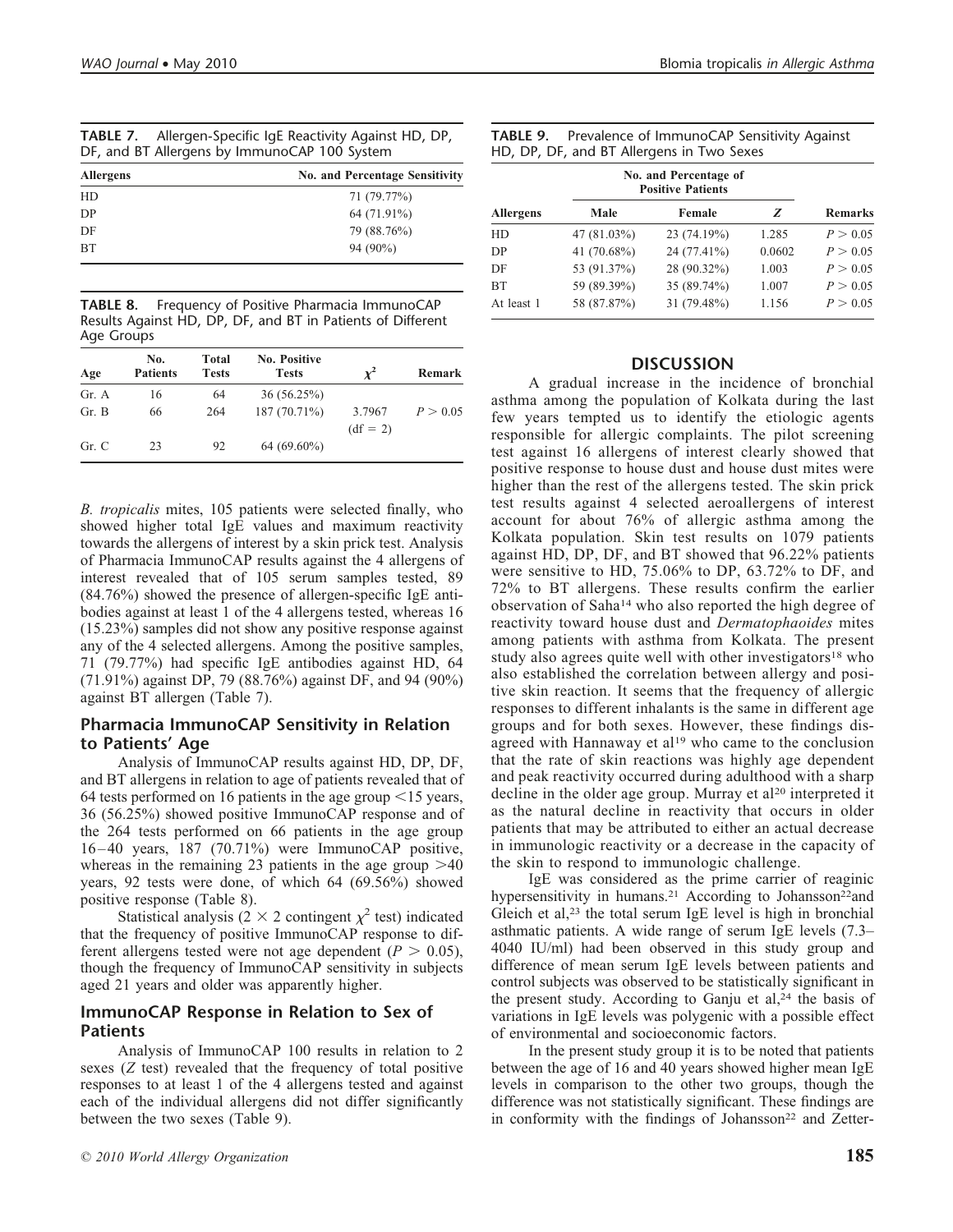**TABLE 7.** Allergen-Specific IgE Reactivity Against HD, DP, DF, and BT Allergens by ImmunoCAP 100 System

| Allergens | No. and Percentage Sensitivity |
|---|---|
| HD | 71 (79.77%) |
| DP | 64 (71.91%) |
| DF | 79 (88.76%) |
| BT | 94 (90%) |

**TABLE 8.** Frequency of Positive Pharmacia ImmunoCAP Results Against HD, DP, DF, and BT in Patients of Different Age Groups

| Age | No. Patients | Total Tests | No. Positive Tests | $\chi^2$ | Remark |
|---|---|---|---|---|---|
| Gr. A | 16 | 64 | 36 (56.25%) | | |
| Gr. B | 66 | 264 | 187 (70.71%) | 3.7967 (df = 2) | $P > 0.05$ |
| Gr. C | 23 | 92 | 64 (69.60%) | | |

*B. tropicalis* mites, 105 patients were selected finally, who showed higher total IgE values and maximum reactivity towards the allergens of interest by a skin prick test. Analysis of Pharmacia ImmunoCAP results against the 4 allergens of interest revealed that of 105 serum samples tested, 89 (84.76%) showed the presence of allergen-specific IgE antibodies against at least 1 of the 4 allergens tested, whereas 16 (15.23%) samples did not show any positive response against any of the 4 selected allergens. Among the positive samples, 71 (79.77%) had specific IgE antibodies against HD, 64 (71.91%) against DP, 79 (88.76%) against DF, and 94 (90%) against BT allergen (Table 7).

### Pharmacia ImmunoCAP Sensitivity in Relation to Patients' Age

Analysis of ImmunoCAP results against HD, DP, DF, and BT allergens in relation to age of patients revealed that of 64 tests performed on 16 patients in the age group <15 years, 36 (56.25%) showed positive ImmunoCAP response and of the 264 tests performed on 66 patients in the age group 16–40 years, 187 (70.71%) were ImmunoCAP positive, whereas in the remaining 23 patients in the age group >40 years, 92 tests were done, of which 64 (69.56%) showed positive response (Table 8).

Statistical analysis (2 × 2 contingent $\chi^2$ test) indicated that the frequency of positive ImmunoCAP response to different allergens tested were not age dependent ($P > 0.05$), though the frequency of ImmunoCAP sensitivity in subjects aged 21 years and older was apparently higher.

### ImmunoCAP Response in Relation to Sex of Patients

Analysis of ImmunoCAP 100 results in relation to 2 sexes (*Z* test) revealed that the frequency of total positive responses to at least 1 of the 4 allergens tested and against each of the individual allergens did not differ significantly between the two sexes (Table 9).

**TABLE 9.** Prevalence of ImmunoCAP Sensitivity Against HD, DP, DF, and BT Allergens in Two Sexes

| Allergens | No. and Percentage of Positive Patients | | | Remarks |
|---|---|---|---|---|
| | Male | Female | *Z* | |
| HD | 47 (81.03%) | 23 (74.19%) | 1.285 | $P > 0.05$ |
| DP | 41 (70.68%) | 24 (77.41%) | 0.0602 | $P > 0.05$ |
| DF | 53 (91.37%) | 28 (90.32%) | 1.003 | $P > 0.05$ |
| BT | 59 (89.39%) | 35 (89.74%) | 1.007 | $P > 0.05$ |
| At least 1 | 58 (87.87%) | 31 (79.48%) | 1.156 | $P > 0.05$ |

## DISCUSSION

A gradual increase in the incidence of bronchial asthma among the population of Kolkata during the last few years tempted us to identify the etiologic agents responsible for allergic complaints. The pilot screening test against 16 allergens of interest clearly showed that positive response to house dust and house dust mites were higher than the rest of the allergens tested. The skin prick test results against 4 selected aeroallergens of interest account for about 76% of allergic asthma among the Kolkata population. Skin test results on 1079 patients against HD, DP, DF, and BT showed that 96.22% patients were sensitive to HD, 75.06% to DP, 63.72% to DF, and 72% to BT allergens. These results confirm the earlier observation of Saha[14] who also reported the high degree of reactivity toward house dust and *Dermatophagoides* mites among patients with asthma from Kolkata. The present study also agrees quite well with other investigators[18] who also established the correlation between allergy and positive skin reaction. It seems that the frequency of allergic responses to different inhalants is the same in different age groups and for both sexes. However, these findings disagreed with Hannaway et al[19] who came to the conclusion that the rate of skin reactions was highly age dependent and peak reactivity occurred during adulthood with a sharp decline in the older age group. Murray et al[20] interpreted it as the natural decline in reactivity that occurs in older patients that may be attributed to either an actual decrease in immunologic reactivity or a decrease in the capacity of the skin to respond to immunologic challenge.

IgE was considered as the prime carrier of reaginic hypersensitivity in humans.[21] According to Johansson[22]and Gleich et al,[23] the total serum IgE level is high in bronchial asthmatic patients. A wide range of serum IgE levels (7.3–4040 IU/ml) had been observed in this study group and difference of mean serum IgE levels between patients and control subjects was observed to be statistically significant in the present study. According to Ganju et al,[24] the basis of variations in IgE levels was polygenic with a possible effect of environmental and socioeconomic factors.

In the present study group it is to be noted that patients between the age of 16 and 40 years showed higher mean IgE levels in comparison to the other two groups, though the difference was not statistically significant. These findings are in conformity with the findings of Johansson[22] and Zetter-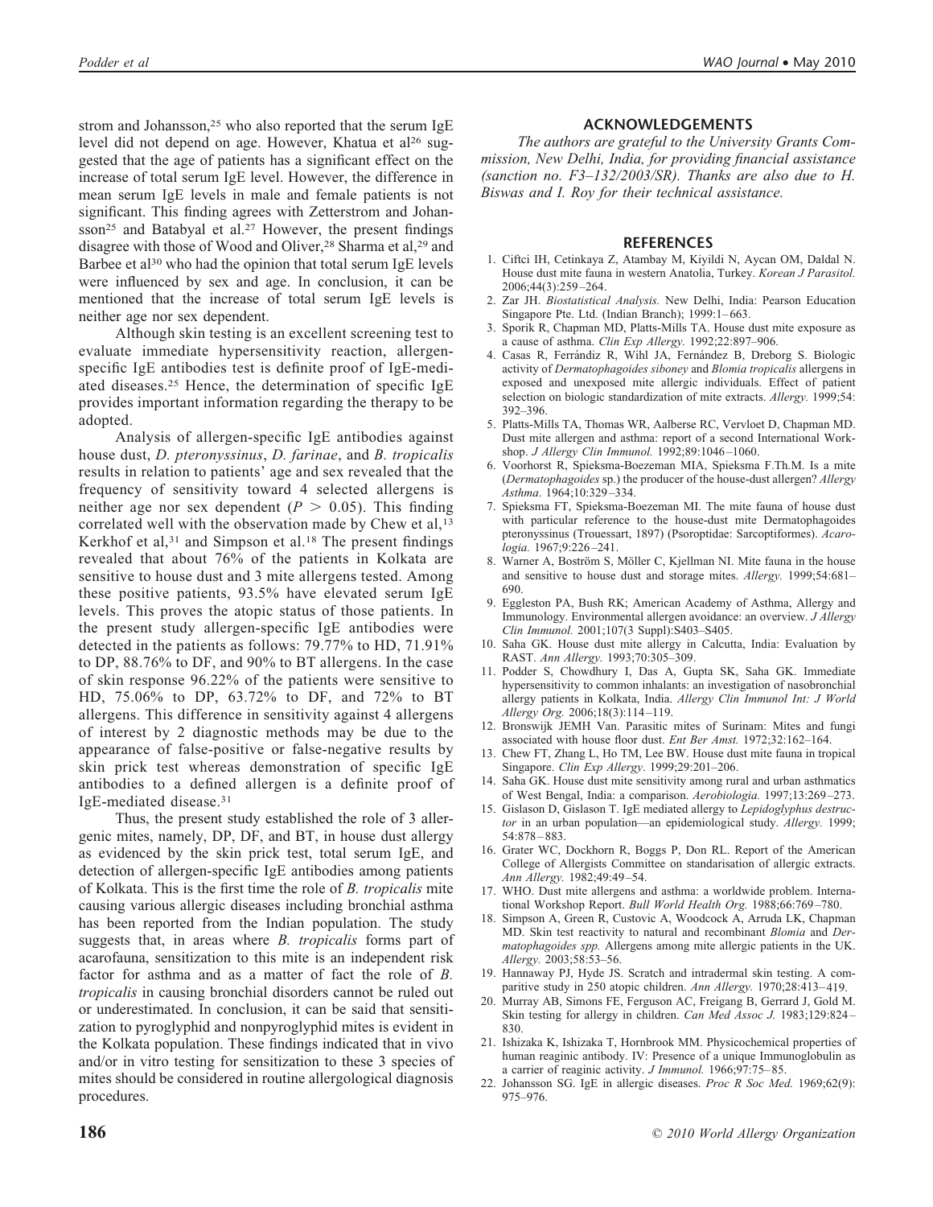strom and Johansson,[25] who also reported that the serum IgE level did not depend on age. However, Khatua et al[26] suggested that the age of patients has a significant effect on the increase of total serum IgE level. However, the difference in mean serum IgE levels in male and female patients is not significant. This finding agrees with Zetterstrom and Johansson[25] and Batabyal et al.[27] However, the present findings disagree with those of Wood and Oliver,[28] Sharma et al,[29] and Barbee et al[30] who had the opinion that total serum IgE levels were influenced by sex and age. In conclusion, it can be mentioned that the increase of total serum IgE levels is neither age nor sex dependent.

Although skin testing is an excellent screening test to evaluate immediate hypersensitivity reaction, allergen-specific IgE antibodies test is definite proof of IgE-mediated diseases.[25] Hence, the determination of specific IgE provides important information regarding the therapy to be adopted.

Analysis of allergen-specific IgE antibodies against house dust, *D. pteronyssinus*, *D. farinae*, and *B. tropicalis* results in relation to patients' age and sex revealed that the frequency of sensitivity toward 4 selected allergens is neither age nor sex dependent ($P > 0.05$). This finding correlated well with the observation made by Chew et al,[13] Kerkhof et al,[31] and Simpson et al.[18] The present findings revealed that about 76% of the patients in Kolkata are sensitive to house dust and 3 mite allergens tested. Among these positive patients, 93.5% have elevated serum IgE levels. This proves the atopic status of those patients. In the present study allergen-specific IgE antibodies were detected in the patients as follows: 79.77% to HD, 71.91% to DP, 88.76% to DF, and 90% to BT allergens. In the case of skin response 96.22% of the patients were sensitive to HD, 75.06% to DP, 63.72% to DF, and 72% to BT allergens. This difference in sensitivity against 4 allergens of interest by 2 diagnostic methods may be due to the appearance of false-positive or false-negative results by skin prick test whereas demonstration of specific IgE antibodies to a defined allergen is a definite proof of IgE-mediated disease.[31]

Thus, the present study established the role of 3 allergenic mites, namely, DP, DF, and BT, in house dust allergy as evidenced by the skin prick test, total serum IgE, and detection of allergen-specific IgE antibodies among patients of Kolkata. This is the first time the role of *B. tropicalis* mite causing various allergic diseases including bronchial asthma has been reported from the Indian population. The study suggests that, in areas where *B. tropicalis* forms part of acarofauna, sensitization to this mite is an independent risk factor for asthma and as a matter of fact the role of *B. tropicalis* in causing bronchial disorders cannot be ruled out or underestimated. In conclusion, it can be said that sensitization to pyroglyphid and nonpyroglyphid mites is evident in the Kolkata population. These findings indicated that in vivo and/or in vitro testing for sensitization to these 3 species of mites should be considered in routine allergological diagnosis procedures.

## ACKNOWLEDGEMENTS

*The authors are grateful to the University Grants Commission, New Delhi, India, for providing financial assistance (sanction no. F3–132/2003/SR). Thanks are also due to H. Biswas and I. Roy for their technical assistance.*

## REFERENCES

1. Ciftci IH, Cetinkaya Z, Atambay M, Kiyildi N, Aycan OM, Daldal N. House dust mite fauna in western Anatolia, Turkey. *Korean J Parasitol.* 2006;44(3):259–264.
2. Zar JH. *Biostatistical Analysis.* New Delhi, India: Pearson Education Singapore Pte. Ltd. (Indian Branch); 1999:1–663.
3. Sporik R, Chapman MD, Platts-Mills TA. House dust mite exposure as a cause of asthma. *Clin Exp Allergy.* 1992;22:897–906.
4. Casas R, Ferrándiz R, Wihl JA, Fernández B, Dreborg S. Biologic activity of *Dermatophagoides siboney* and *Blomia tropicalis* allergens in exposed and unexposed mite allergic individuals. Effect of patient selection on biologic standardization of mite extracts. *Allergy.* 1999;54:392–396.
5. Platts-Mills TA, Thomas WR, Aalberse RC, Vervloet D, Chapman MD. Dust mite allergen and asthma: report of a second International Workshop. *J Allergy Clin Immunol.* 1992;89:1046–1060.
6. Voorhorst R, Spieksma-Boezeman MIA, Spieksma F.Th.M. Is a mite (*Dermatophagoides* sp.) the producer of the house-dust allergen? *Allergy Asthma*. 1964;10:329–334.
7. Spieksma FT, Spieksma-Boezeman MI. The mite fauna of house dust with particular reference to the house-dust mite Dermatophagoides pteronyssinus (Trouessart, 1897) (Psoroptidae: Sarcoptiformes). *Acarologia.* 1967;9:226–241.
8. Warner A, Boström S, Möller C, Kjellman NI. Mite fauna in the house and sensitive to house dust and storage mites. *Allergy.* 1999;54:681–690.
9. Eggleston PA, Bush RK; American Academy of Asthma, Allergy and Immunology. Environmental allergen avoidance: an overview. *J Allergy Clin Immunol.* 2001;107(3 Suppl):S403–S405.
10. Saha GK. House dust mite allergy in Calcutta, India: Evaluation by RAST. *Ann Allergy.* 1993;70:305–309.
11. Podder S, Chowdhury I, Das A, Gupta SK, Saha GK. Immediate hypersensitivity to common inhalants: an investigation of nasobronchial allergy patients in Kolkata, India. *Allergy Clin Immunol Int: J World Allergy Org.* 2006;18(3):114–119.
12. Bronswijk JEMH Van. Parasitic mites of Surinam: Mites and fungi associated with house floor dust. *Ent Ber Amst.* 1972;32:162–164.
13. Chew FT, Zhang L, Ho TM, Lee BW. House dust mite fauna in tropical Singapore. *Clin Exp Allergy*. 1999;29:201–206.
14. Saha GK. House dust mite sensitivity among rural and urban asthmatics of West Bengal, India: a comparison. *Aerobiologia.* 1997;13:269–273.
15. Gislason D, Gislason T. IgE mediated allergy to *Lepidoglyphus destructor* in an urban population—an epidemiological study. *Allergy.* 1999;54:878–883.
16. Grater WC, Dockhorn R, Boggs P, Don RL. Report of the American College of Allergists Committee on standarisation of allergic extracts. *Ann Allergy.* 1982;49:49–54.
17. WHO. Dust mite allergens and asthma: a worldwide problem. International Workshop Report. *Bull World Health Org.* 1988;66:769–780.
18. Simpson A, Green R, Custovic A, Woodcock A, Arruda LK, Chapman MD. Skin test reactivity to natural and recombinant *Blomia* and *Dermatophagoides spp.* Allergens among mite allergic patients in the UK. *Allergy.* 2003;58:53–56.
19. Hannaway PJ, Hyde JS. Scratch and intradermal skin testing. A comparitive study in 250 atopic children. *Ann Allergy.* 1970;28:413–419.
20. Murray AB, Simons FE, Ferguson AC, Freigang B, Gerrard J, Gold M. Skin testing for allergy in children. *Can Med Assoc J.* 1983;129:824–830.
21. Ishizaka K, Ishizaka T, Hornbrook MM. Physicochemical properties of human reaginic antibody. IV: Presence of a unique Immunoglobulin as a carrier of reaginic activity. *J Immunol.* 1966;97:75–85.
22. Johansson SG. IgE in allergic diseases. *Proc R Soc Med.* 1969;62(9):975–976.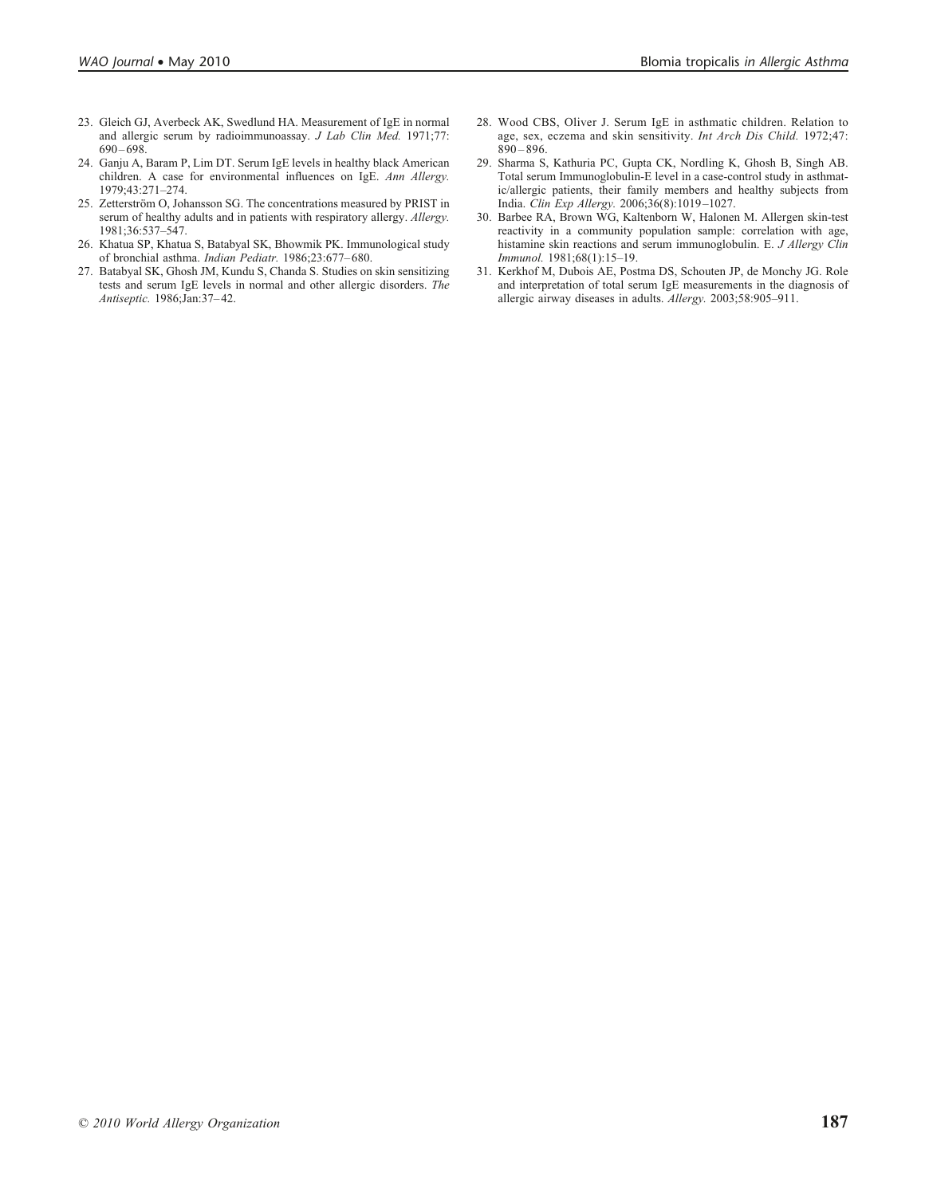23. Gleich GJ, Averbeck AK, Swedlund HA. Measurement of IgE in normal and allergic serum by radioimmunoassay. *J Lab Clin Med.* 1971;77: 690–698.
24. Ganju A, Baram P, Lim DT. Serum IgE levels in healthy black American children. A case for environmental influences on IgE. *Ann Allergy.* 1979;43:271–274.
25. Zetterström O, Johansson SG. The concentrations measured by PRIST in serum of healthy adults and in patients with respiratory allergy. *Allergy.* 1981;36:537–547.
26. Khatua SP, Khatua S, Batabyal SK, Bhowmik PK. Immunological study of bronchial asthma. *Indian Pediatr.* 1986;23:677–680.
27. Batabyal SK, Ghosh JM, Kundu S, Chanda S. Studies on skin sensitizing tests and serum IgE levels in normal and other allergic disorders. *The Antiseptic.* 1986;Jan:37–42.
28. Wood CBS, Oliver J. Serum IgE in asthmatic children. Relation to age, sex, eczema and skin sensitivity. *Int Arch Dis Child.* 1972;47: 890–896.
29. Sharma S, Kathuria PC, Gupta CK, Nordling K, Ghosh B, Singh AB. Total serum Immunoglobulin-E level in a case-control study in asthmatic/allergic patients, their family members and healthy subjects from India. *Clin Exp Allergy.* 2006;36(8):1019–1027.
30. Barbee RA, Brown WG, Kaltenborn W, Halonen M. Allergen skin-test reactivity in a community population sample: correlation with age, histamine skin reactions and serum immunoglobulin. E. *J Allergy Clin Immunol.* 1981;68(1):15–19.
31. Kerkhof M, Dubois AE, Postma DS, Schouten JP, de Monchy JG. Role and interpretation of total serum IgE measurements in the diagnosis of allergic airway diseases in adults. *Allergy.* 2003;58:905–911.